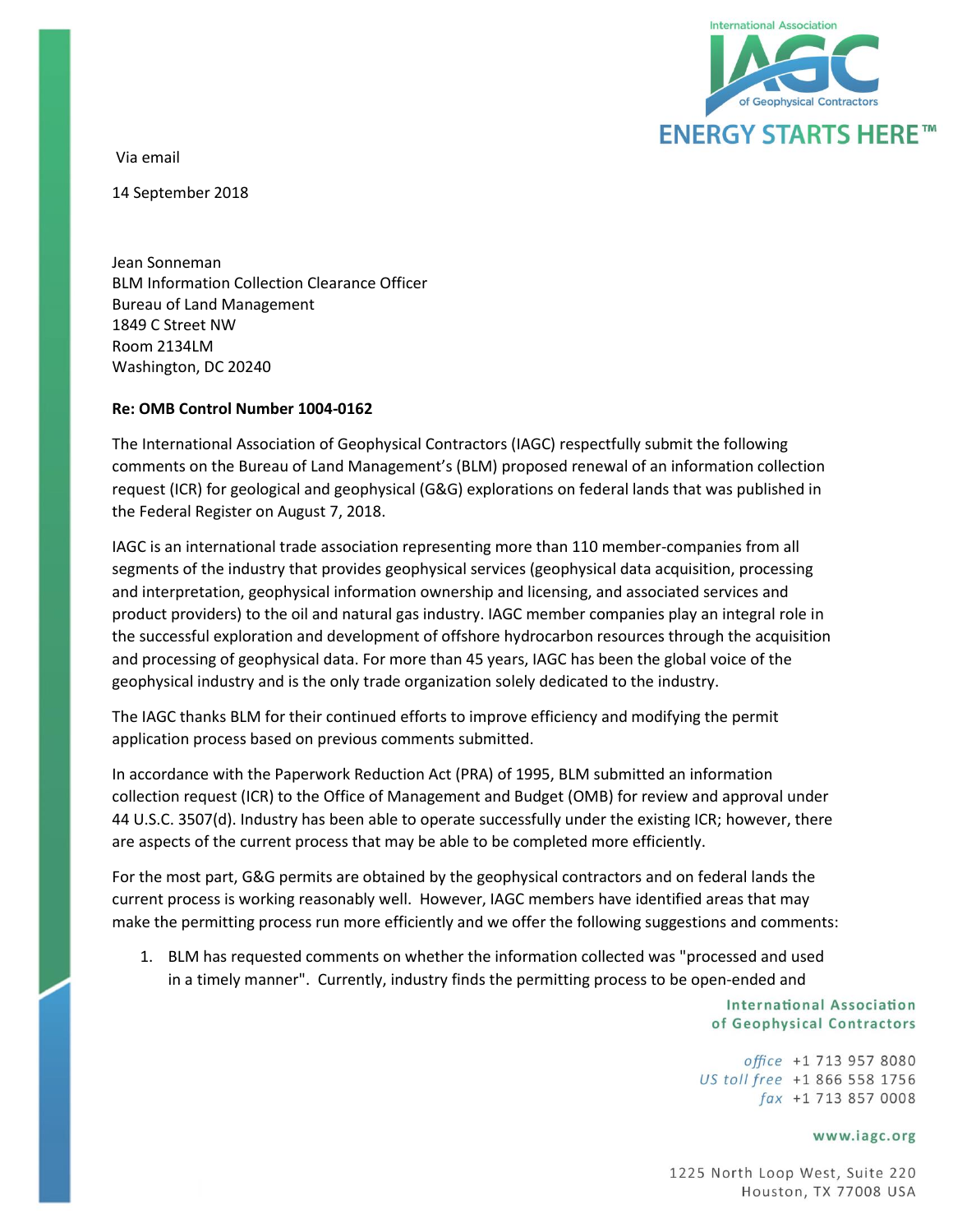Via email

14 September 2018

Jean Sonneman
BLM Information Collection Clearance Officer
Bureau of Land Management
1849 C Street NW
Room 2134LM
Washington, DC 20240

**Re: OMB Control Number 1004-0162**

The International Association of Geophysical Contractors (IAGC) respectfully submit the following comments on the Bureau of Land Management's (BLM) proposed renewal of an information collection request (ICR) for geological and geophysical (G&G) explorations on federal lands that was published in the Federal Register on August 7, 2018.

IAGC is an international trade association representing more than 110 member-companies from all segments of the industry that provides geophysical services (geophysical data acquisition, processing and interpretation, geophysical information ownership and licensing, and associated services and product providers) to the oil and natural gas industry. IAGC member companies play an integral role in the successful exploration and development of offshore hydrocarbon resources through the acquisition and processing of geophysical data. For more than 45 years, IAGC has been the global voice of the geophysical industry and is the only trade organization solely dedicated to the industry.

The IAGC thanks BLM for their continued efforts to improve efficiency and modifying the permit application process based on previous comments submitted.

In accordance with the Paperwork Reduction Act (PRA) of 1995, BLM submitted an information collection request (ICR) to the Office of Management and Budget (OMB) for review and approval under 44 U.S.C. 3507(d). Industry has been able to operate successfully under the existing ICR; however, there are aspects of the current process that may be able to be completed more efficiently.

For the most part, G&G permits are obtained by the geophysical contractors and on federal lands the current process is working reasonably well. However, IAGC members have identified areas that may make the permitting process run more efficiently and we offer the following suggestions and comments:

1. BLM has requested comments on whether the information collected was "processed and used in a timely manner". Currently, industry finds the permitting process to be open-ended and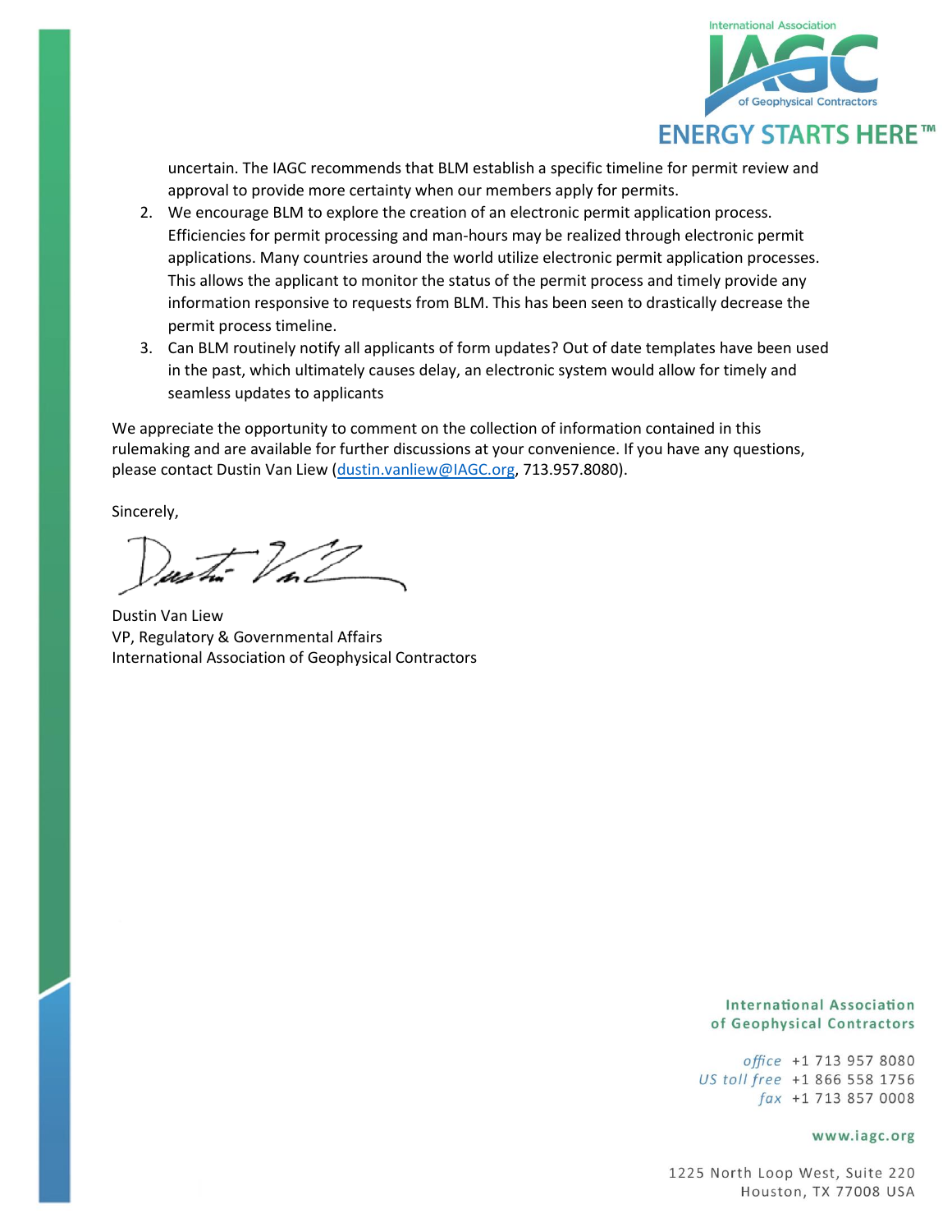uncertain. The IAGC recommends that BLM establish a specific timeline for permit review and approval to provide more certainty when our members apply for permits.

2. We encourage BLM to explore the creation of an electronic permit application process. Efficiencies for permit processing and man-hours may be realized through electronic permit applications. Many countries around the world utilize electronic permit application processes. This allows the applicant to monitor the status of the permit process and timely provide any information responsive to requests from BLM. This has been seen to drastically decrease the permit process timeline.
3. Can BLM routinely notify all applicants of form updates? Out of date templates have been used in the past, which ultimately causes delay, an electronic system would allow for timely and seamless updates to applicants

We appreciate the opportunity to comment on the collection of information contained in this rulemaking and are available for further discussions at your convenience. If you have any questions, please contact Dustin Van Liew (dustin.vanliew@IAGC.org, 713.957.8080).

Sincerely,

Dustin Van Liew
VP, Regulatory & Governmental Affairs
International Association of Geophysical Contractors